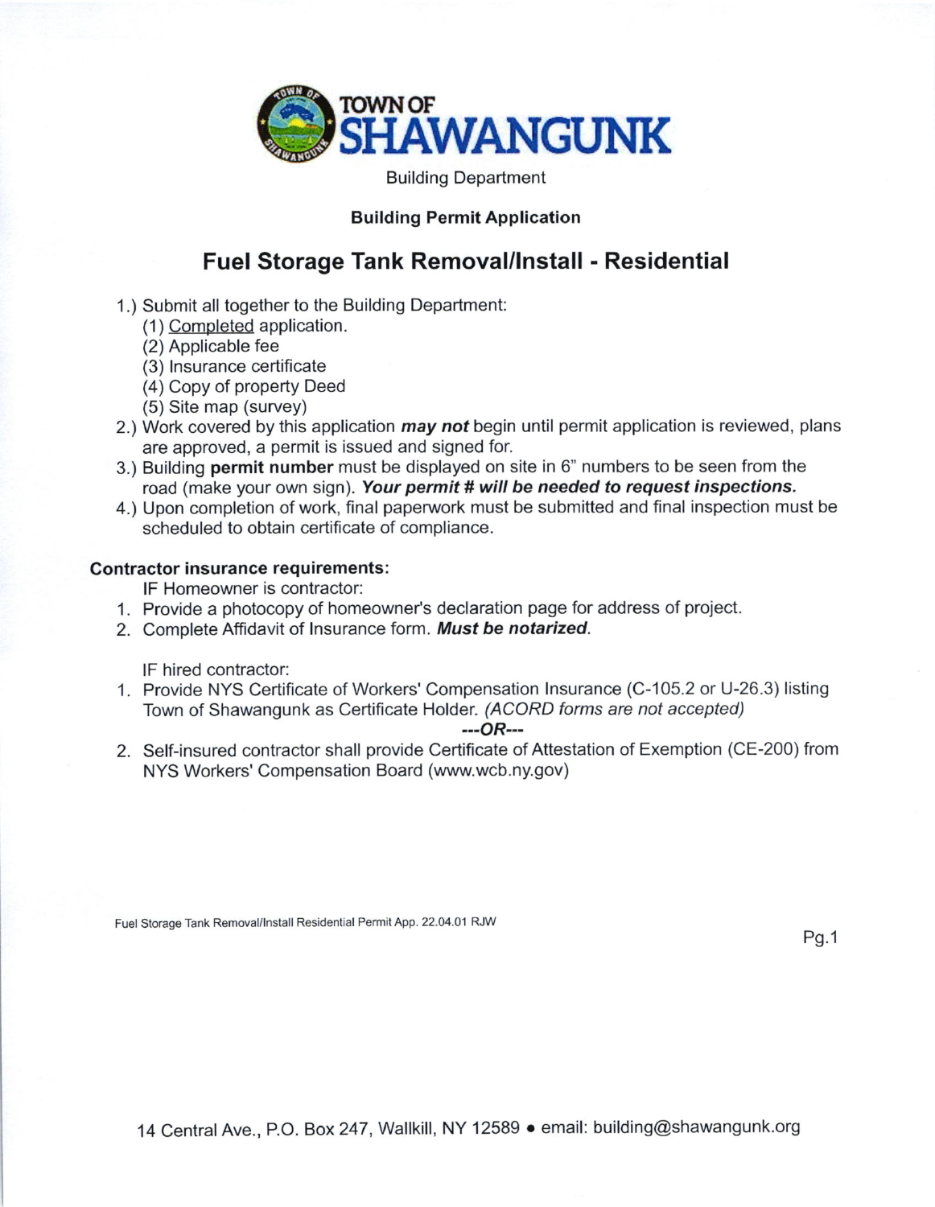# TOWN OF SHAWANGUNK

Building Department

**Building Permit Application**

## Fuel Storage Tank Removal/Install - Residential

1.) Submit all together to the Building Department:
   (1) Completed application.
   (2) Applicable fee
   (3) Insurance certificate
   (4) Copy of property Deed
   (5) Site map (survey)
2.) Work covered by this application ***may not*** begin until permit application is reviewed, plans are approved, a permit is issued and signed for.
3.) Building **permit number** must be displayed on site in 6" numbers to be seen from the road (make your own sign). ***Your permit # will be needed to request inspections.***
4.) Upon completion of work, final paperwork must be submitted and final inspection must be scheduled to obtain certificate of compliance.

**Contractor insurance requirements:**

IF Homeowner is contractor:

1. Provide a photocopy of homeowner's declaration page for address of project.
2. Complete Affidavit of Insurance form. ***Must be notarized.***

IF hired contractor:

1. Provide NYS Certificate of Workers' Compensation Insurance (C-105.2 or U-26.3) listing Town of Shawangunk as Certificate Holder. *(ACORD forms are not accepted)*

***---OR---***

2. Self-insured contractor shall provide Certificate of Attestation of Exemption (CE-200) from NYS Workers' Compensation Board (www.wcb.ny.gov)

Fuel Storage Tank Removal/Install Residential Permit App. 22.04.01 RJW

14 Central Ave., P.O. Box 247, Wallkill, NY 12589 • email: building@shawangunk.org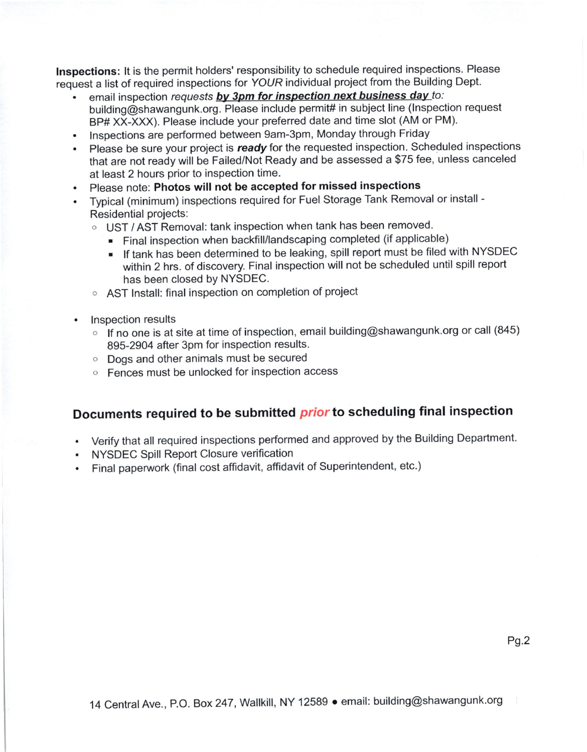**Inspections:** It is the permit holders' responsibility to schedule required inspections. Please request a list of required inspections for *YOUR* individual project from the Building Dept.

- email inspection *requests* ***by 3pm for inspection next business day*** *to:* building@shawangunk.org. Please include permit# in subject line (Inspection request BP# XX-XXX). Please include your preferred date and time slot (AM or PM).
- Inspections are performed between 9am-3pm, Monday through Friday
- Please be sure your project is ***ready*** for the requested inspection. Scheduled inspections that are not ready will be Failed/Not Ready and be assessed a $75 fee, unless canceled at least 2 hours prior to inspection time.
- Please note: **Photos will not be accepted for missed inspections**
- Typical (minimum) inspections required for Fuel Storage Tank Removal or install - Residential projects:
  - UST / AST Removal: tank inspection when tank has been removed.
    - Final inspection when backfill/landscaping completed (if applicable)
    - If tank has been determined to be leaking, spill report must be filed with NYSDEC within 2 hrs. of discovery. Final inspection will not be scheduled until spill report has been closed by NYSDEC.
  - AST Install: final inspection on completion of project
- Inspection results
  - If no one is at site at time of inspection, email building@shawangunk.org or call (845) 895-2904 after 3pm for inspection results.
  - Dogs and other animals must be secured
  - Fences must be unlocked for inspection access

## Documents required to be submitted *prior* to scheduling final inspection

- Verify that all required inspections performed and approved by the Building Department.
- NYSDEC Spill Report Closure verification
- Final paperwork (final cost affidavit, affidavit of Superintendent, etc.)

14 Central Ave., P.O. Box 247, Wallkill, NY 12589 • email: building@shawangunk.org